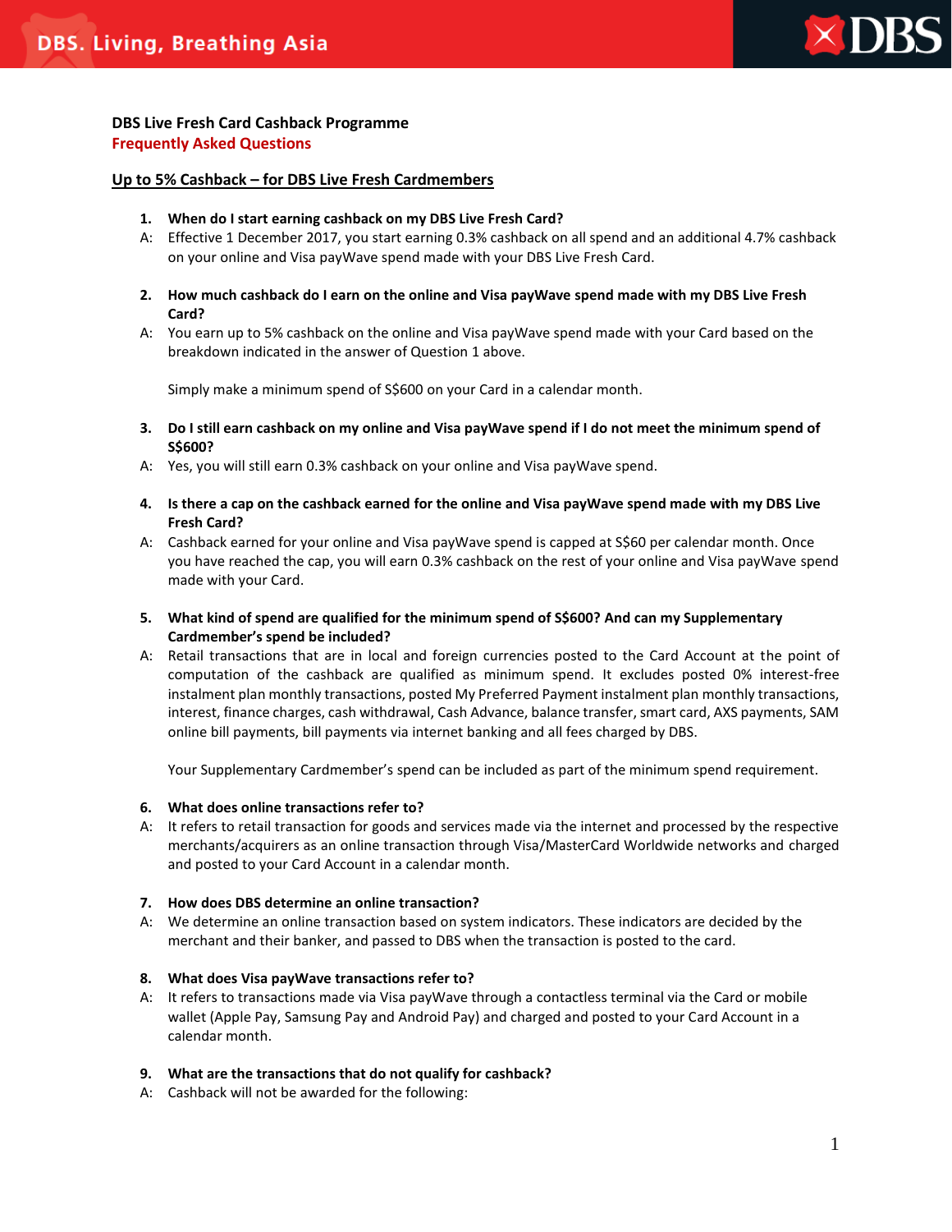**DBS Live Fresh Card Cashback Programme**
**Frequently Asked Questions**

## Up to 5% Cashback – for DBS Live Fresh Cardmembers

**1. When do I start earning cashback on my DBS Live Fresh Card?**

A: Effective 1 December 2017, you start earning 0.3% cashback on all spend and an additional 4.7% cashback on your online and Visa payWave spend made with your DBS Live Fresh Card.

**2. How much cashback do I earn on the online and Visa payWave spend made with my DBS Live Fresh Card?**

A: You earn up to 5% cashback on the online and Visa payWave spend made with your Card based on the breakdown indicated in the answer of Question 1 above.

Simply make a minimum spend of S$600 on your Card in a calendar month.

**3. Do I still earn cashback on my online and Visa payWave spend if I do not meet the minimum spend of S$600?**

A: Yes, you will still earn 0.3% cashback on your online and Visa payWave spend.

**4. Is there a cap on the cashback earned for the online and Visa payWave spend made with my DBS Live Fresh Card?**

A: Cashback earned for your online and Visa payWave spend is capped at S$60 per calendar month. Once you have reached the cap, you will earn 0.3% cashback on the rest of your online and Visa payWave spend made with your Card.

**5. What kind of spend are qualified for the minimum spend of S$600? And can my Supplementary Cardmember's spend be included?**

A: Retail transactions that are in local and foreign currencies posted to the Card Account at the point of computation of the cashback are qualified as minimum spend. It excludes posted 0% interest-free instalment plan monthly transactions, posted My Preferred Payment instalment plan monthly transactions, interest, finance charges, cash withdrawal, Cash Advance, balance transfer, smart card, AXS payments, SAM online bill payments, bill payments via internet banking and all fees charged by DBS.

Your Supplementary Cardmember's spend can be included as part of the minimum spend requirement.

**6. What does online transactions refer to?**

A: It refers to retail transaction for goods and services made via the internet and processed by the respective merchants/acquirers as an online transaction through Visa/MasterCard Worldwide networks and charged and posted to your Card Account in a calendar month.

**7. How does DBS determine an online transaction?**

A: We determine an online transaction based on system indicators. These indicators are decided by the merchant and their banker, and passed to DBS when the transaction is posted to the card.

**8. What does Visa payWave transactions refer to?**

A: It refers to transactions made via Visa payWave through a contactless terminal via the Card or mobile wallet (Apple Pay, Samsung Pay and Android Pay) and charged and posted to your Card Account in a calendar month.

**9. What are the transactions that do not qualify for cashback?**

A: Cashback will not be awarded for the following: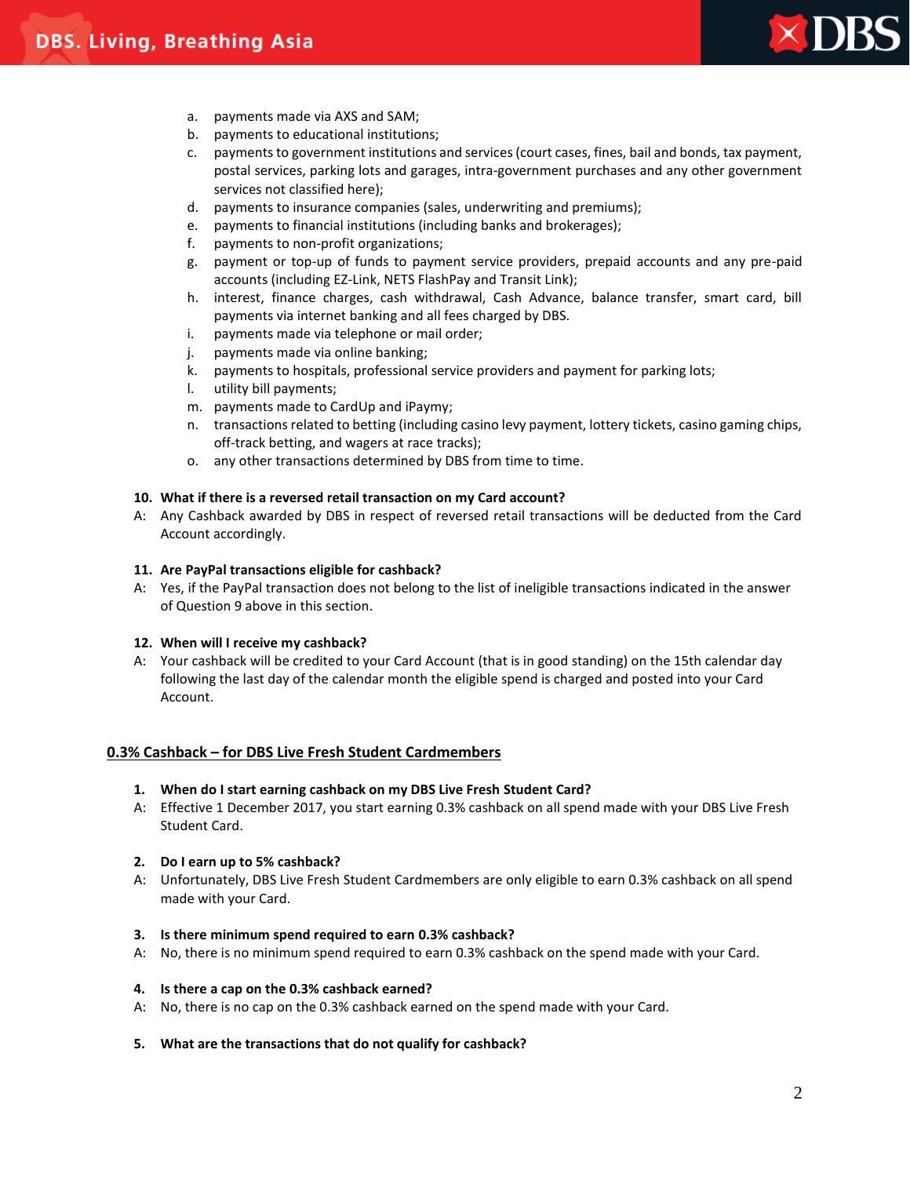a. payments made via AXS and SAM;
b. payments to educational institutions;
c. payments to government institutions and services (court cases, fines, bail and bonds, tax payment, postal services, parking lots and garages, intra-government purchases and any other government services not classified here);
d. payments to insurance companies (sales, underwriting and premiums);
e. payments to financial institutions (including banks and brokerages);
f. payments to non-profit organizations;
g. payment or top-up of funds to payment service providers, prepaid accounts and any pre-paid accounts (including EZ-Link, NETS FlashPay and Transit Link);
h. interest, finance charges, cash withdrawal, Cash Advance, balance transfer, smart card, bill payments via internet banking and all fees charged by DBS.
i. payments made via telephone or mail order;
j. payments made via online banking;
k. payments to hospitals, professional service providers and payment for parking lots;
l. utility bill payments;
m. payments made to CardUp and iPaymy;
n. transactions related to betting (including casino levy payment, lottery tickets, casino gaming chips, off-track betting, and wagers at race tracks);
o. any other transactions determined by DBS from time to time.

**10. What if there is a reversed retail transaction on my Card account?**

A: Any Cashback awarded by DBS in respect of reversed retail transactions will be deducted from the Card Account accordingly.

**11. Are PayPal transactions eligible for cashback?**

A: Yes, if the PayPal transaction does not belong to the list of ineligible transactions indicated in the answer of Question 9 above in this section.

**12. When will I receive my cashback?**

A: Your cashback will be credited to your Card Account (that is in good standing) on the 15th calendar day following the last day of the calendar month the eligible spend is charged and posted into your Card Account.

## 0.3% Cashback – for DBS Live Fresh Student Cardmembers

**1. When do I start earning cashback on my DBS Live Fresh Student Card?**

A: Effective 1 December 2017, you start earning 0.3% cashback on all spend made with your DBS Live Fresh Student Card.

**2. Do I earn up to 5% cashback?**

A: Unfortunately, DBS Live Fresh Student Cardmembers are only eligible to earn 0.3% cashback on all spend made with your Card.

**3. Is there minimum spend required to earn 0.3% cashback?**

A: No, there is no minimum spend required to earn 0.3% cashback on the spend made with your Card.

**4. Is there a cap on the 0.3% cashback earned?**

A: No, there is no cap on the 0.3% cashback earned on the spend made with your Card.

**5. What are the transactions that do not qualify for cashback?**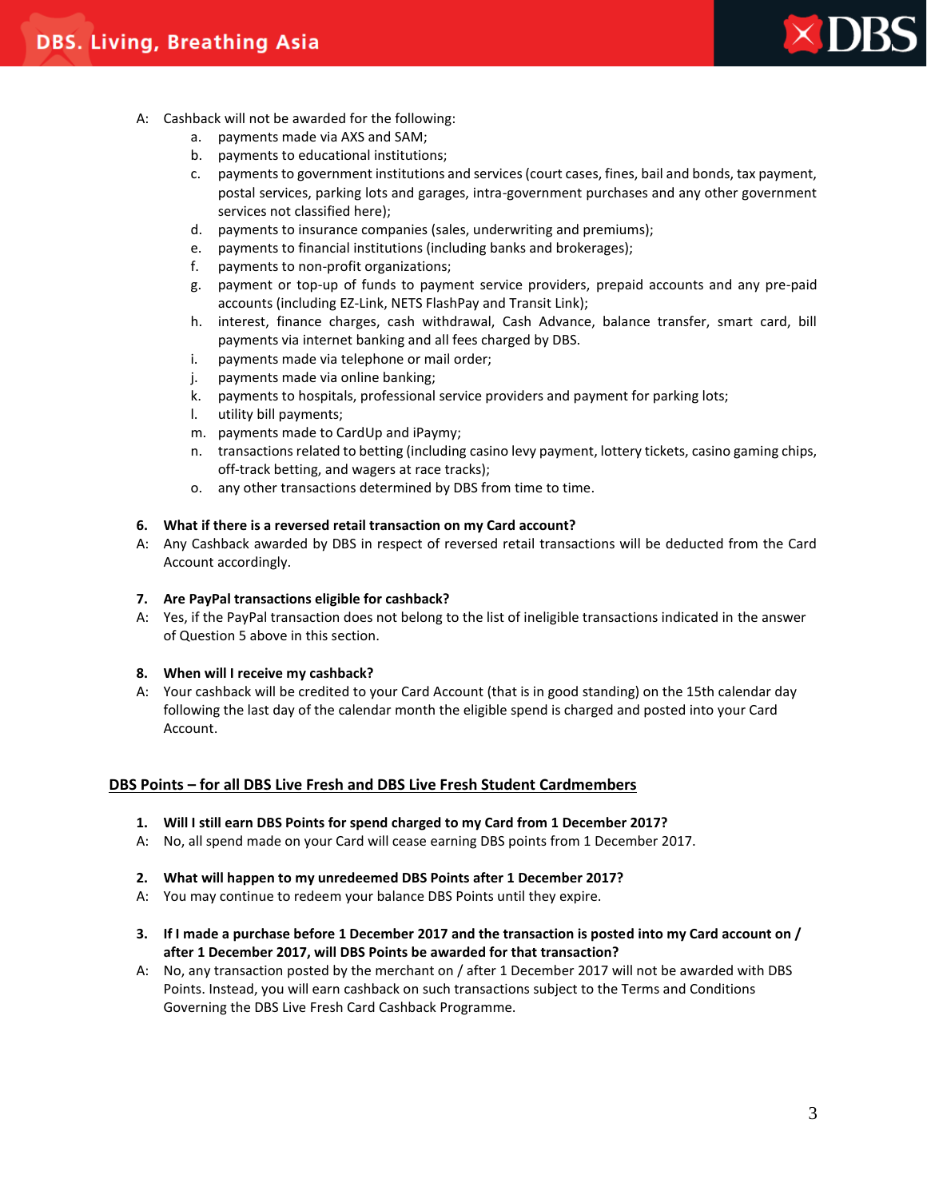A: Cashback will not be awarded for the following:

a. payments made via AXS and SAM;
b. payments to educational institutions;
c. payments to government institutions and services (court cases, fines, bail and bonds, tax payment, postal services, parking lots and garages, intra-government purchases and any other government services not classified here);
d. payments to insurance companies (sales, underwriting and premiums);
e. payments to financial institutions (including banks and brokerages);
f. payments to non-profit organizations;
g. payment or top-up of funds to payment service providers, prepaid accounts and any pre-paid accounts (including EZ-Link, NETS FlashPay and Transit Link);
h. interest, finance charges, cash withdrawal, Cash Advance, balance transfer, smart card, bill payments via internet banking and all fees charged by DBS.
i. payments made via telephone or mail order;
j. payments made via online banking;
k. payments to hospitals, professional service providers and payment for parking lots;
l. utility bill payments;
m. payments made to CardUp and iPaymy;
n. transactions related to betting (including casino levy payment, lottery tickets, casino gaming chips, off-track betting, and wagers at race tracks);
o. any other transactions determined by DBS from time to time.

**6. What if there is a reversed retail transaction on my Card account?**

A: Any Cashback awarded by DBS in respect of reversed retail transactions will be deducted from the Card Account accordingly.

**7. Are PayPal transactions eligible for cashback?**

A: Yes, if the PayPal transaction does not belong to the list of ineligible transactions indicated in the answer of Question 5 above in this section.

**8. When will I receive my cashback?**

A: Your cashback will be credited to your Card Account (that is in good standing) on the 15th calendar day following the last day of the calendar month the eligible spend is charged and posted into your Card Account.

## DBS Points – for all DBS Live Fresh and DBS Live Fresh Student Cardmembers

**1. Will I still earn DBS Points for spend charged to my Card from 1 December 2017?**

A: No, all spend made on your Card will cease earning DBS points from 1 December 2017.

**2. What will happen to my unredeemed DBS Points after 1 December 2017?**

A: You may continue to redeem your balance DBS Points until they expire.

**3. If I made a purchase before 1 December 2017 and the transaction is posted into my Card account on / after 1 December 2017, will DBS Points be awarded for that transaction?**

A: No, any transaction posted by the merchant on / after 1 December 2017 will not be awarded with DBS Points. Instead, you will earn cashback on such transactions subject to the Terms and Conditions Governing the DBS Live Fresh Card Cashback Programme.